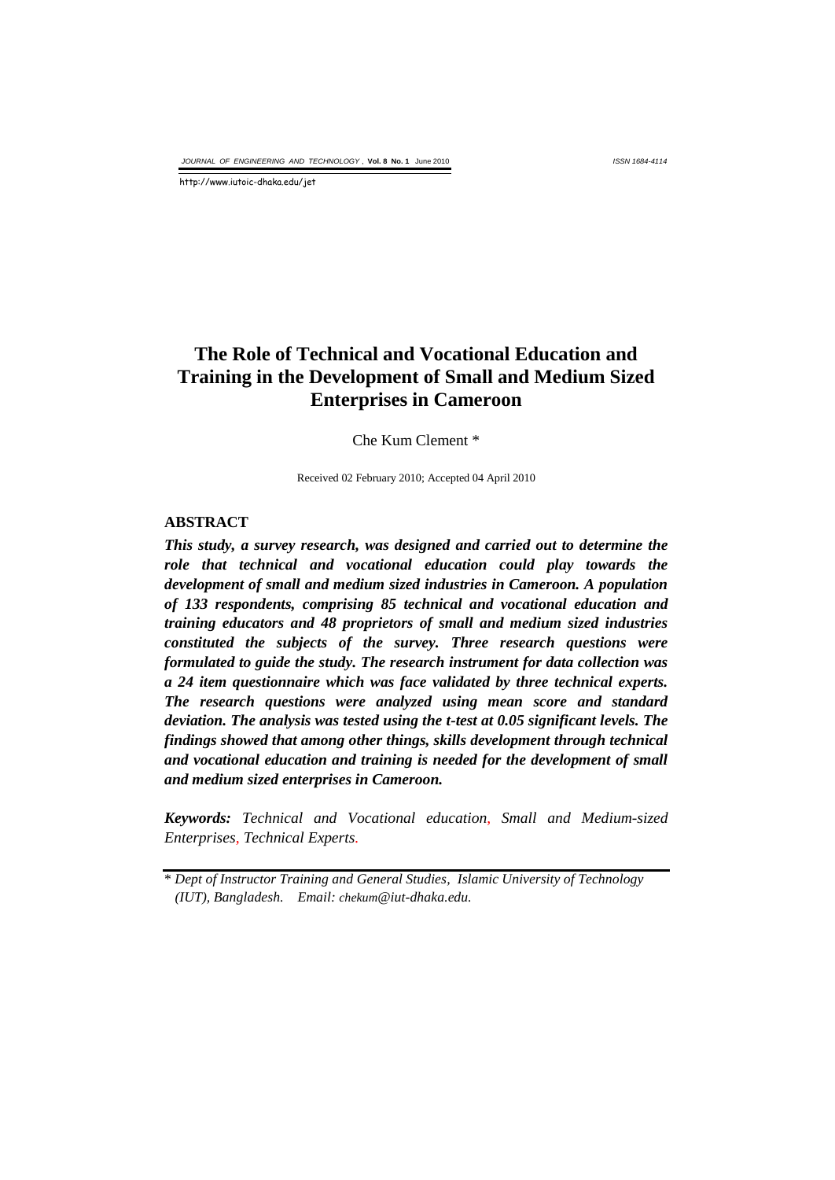# The Role of Technical and Vocational Education and Training in the Development of Small and Medium Sized Enterprises in Cameroon

Che Kum Clement *

Received 02 February 2010; Accepted 04 April 2010

## ABSTRACT

***This study, a survey research, was designed and carried out to determine the role that technical and vocational education could play towards the development of small and medium sized industries in Cameroon. A population of 133 respondents, comprising 85 technical and vocational education and training educators and 48 proprietors of small and medium sized industries constituted the subjects of the survey. Three research questions were formulated to guide the study. The research instrument for data collection was a 24 item questionnaire which was face validated by three technical experts. The research questions were analyzed using mean score and standard deviation. The analysis was tested using the t-test at 0.05 significant levels. The findings showed that among other things, skills development through technical and vocational education and training is needed for the development of small and medium sized enterprises in Cameroon.***

***Keywords:*** *Technical and Vocational education, Small and Medium-sized Enterprises, Technical Experts.*

*\* Dept of Instructor Training and General Studies, Islamic University of Technology (IUT), Bangladesh. Email: chekum@iut-dhaka.edu.*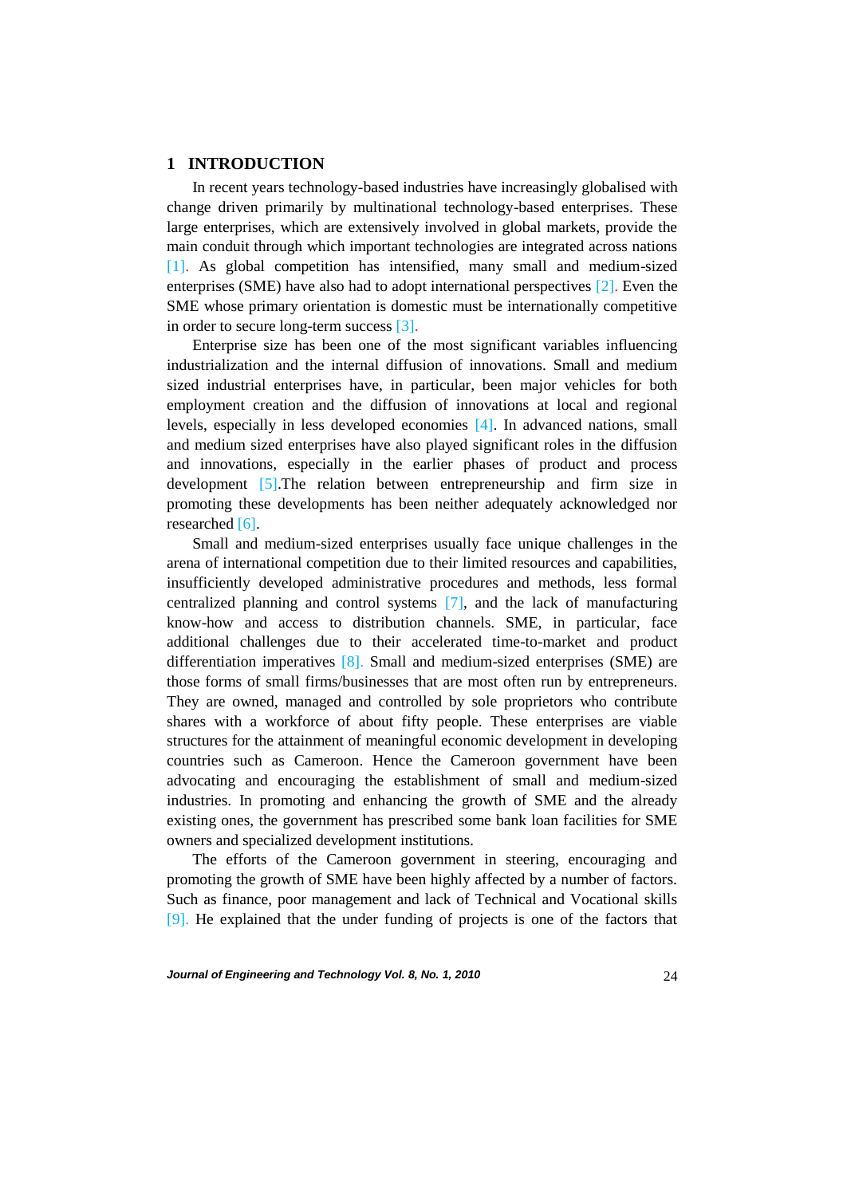## 1 INTRODUCTION

In recent years technology-based industries have increasingly globalised with change driven primarily by multinational technology-based enterprises. These large enterprises, which are extensively involved in global markets, provide the main conduit through which important technologies are integrated across nations [1]. As global competition has intensified, many small and medium-sized enterprises (SME) have also had to adopt international perspectives [2]. Even the SME whose primary orientation is domestic must be internationally competitive in order to secure long-term success [3].

Enterprise size has been one of the most significant variables influencing industrialization and the internal diffusion of innovations. Small and medium sized industrial enterprises have, in particular, been major vehicles for both employment creation and the diffusion of innovations at local and regional levels, especially in less developed economies [4]. In advanced nations, small and medium sized enterprises have also played significant roles in the diffusion and innovations, especially in the earlier phases of product and process development [5].The relation between entrepreneurship and firm size in promoting these developments has been neither adequately acknowledged nor researched [6].

Small and medium-sized enterprises usually face unique challenges in the arena of international competition due to their limited resources and capabilities, insufficiently developed administrative procedures and methods, less formal centralized planning and control systems [7], and the lack of manufacturing know-how and access to distribution channels. SME, in particular, face additional challenges due to their accelerated time-to-market and product differentiation imperatives [8]. Small and medium-sized enterprises (SME) are those forms of small firms/businesses that are most often run by entrepreneurs. They are owned, managed and controlled by sole proprietors who contribute shares with a workforce of about fifty people. These enterprises are viable structures for the attainment of meaningful economic development in developing countries such as Cameroon. Hence the Cameroon government have been advocating and encouraging the establishment of small and medium-sized industries. In promoting and enhancing the growth of SME and the already existing ones, the government has prescribed some bank loan facilities for SME owners and specialized development institutions.

The efforts of the Cameroon government in steering, encouraging and promoting the growth of SME have been highly affected by a number of factors. Such as finance, poor management and lack of Technical and Vocational skills [9]. He explained that the under funding of projects is one of the factors that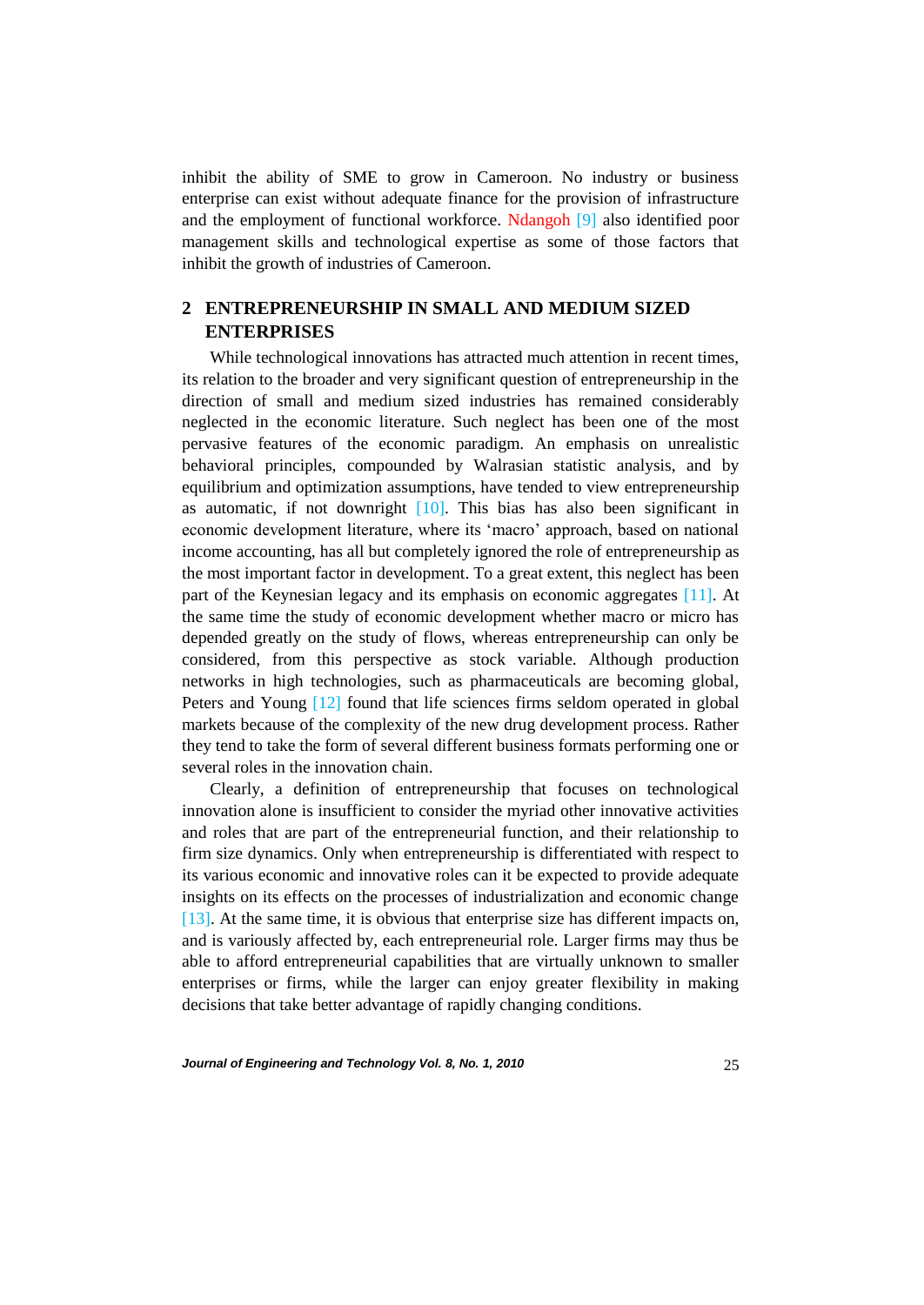inhibit the ability of SME to grow in Cameroon. No industry or business enterprise can exist without adequate finance for the provision of infrastructure and the employment of functional workforce. Ndangoh [9] also identified poor management skills and technological expertise as some of those factors that inhibit the growth of industries of Cameroon.

## 2 ENTREPRENEURSHIP IN SMALL AND MEDIUM SIZED ENTERPRISES

While technological innovations has attracted much attention in recent times, its relation to the broader and very significant question of entrepreneurship in the direction of small and medium sized industries has remained considerably neglected in the economic literature. Such neglect has been one of the most pervasive features of the economic paradigm. An emphasis on unrealistic behavioral principles, compounded by Walrasian statistic analysis, and by equilibrium and optimization assumptions, have tended to view entrepreneurship as automatic, if not downright [10]. This bias has also been significant in economic development literature, where its 'macro' approach, based on national income accounting, has all but completely ignored the role of entrepreneurship as the most important factor in development. To a great extent, this neglect has been part of the Keynesian legacy and its emphasis on economic aggregates [11]. At the same time the study of economic development whether macro or micro has depended greatly on the study of flows, whereas entrepreneurship can only be considered, from this perspective as stock variable. Although production networks in high technologies, such as pharmaceuticals are becoming global, Peters and Young [12] found that life sciences firms seldom operated in global markets because of the complexity of the new drug development process. Rather they tend to take the form of several different business formats performing one or several roles in the innovation chain.

Clearly, a definition of entrepreneurship that focuses on technological innovation alone is insufficient to consider the myriad other innovative activities and roles that are part of the entrepreneurial function, and their relationship to firm size dynamics. Only when entrepreneurship is differentiated with respect to its various economic and innovative roles can it be expected to provide adequate insights on its effects on the processes of industrialization and economic change [13]. At the same time, it is obvious that enterprise size has different impacts on, and is variously affected by, each entrepreneurial role. Larger firms may thus be able to afford entrepreneurial capabilities that are virtually unknown to smaller enterprises or firms, while the larger can enjoy greater flexibility in making decisions that take better advantage of rapidly changing conditions.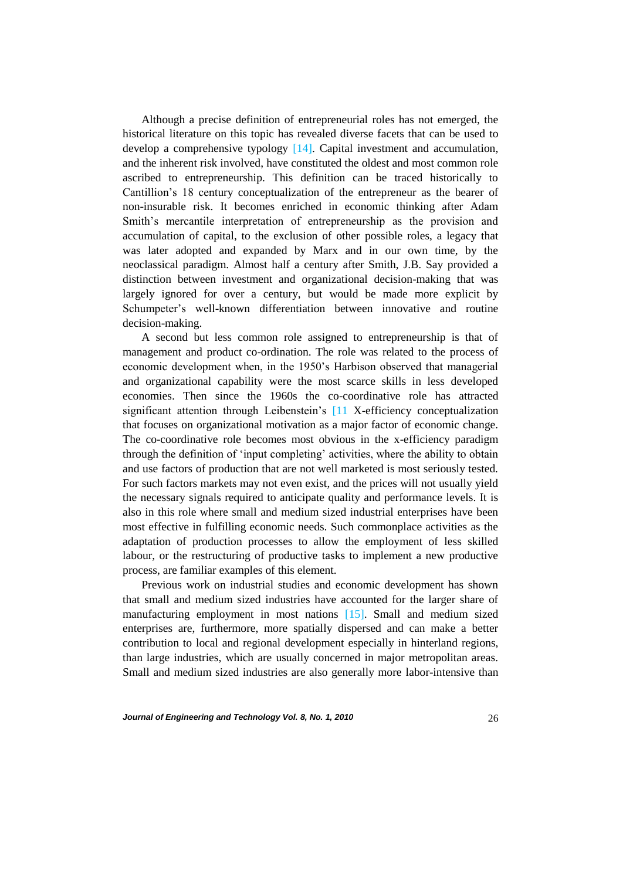Although a precise definition of entrepreneurial roles has not emerged, the historical literature on this topic has revealed diverse facets that can be used to develop a comprehensive typology [14]. Capital investment and accumulation, and the inherent risk involved, have constituted the oldest and most common role ascribed to entrepreneurship. This definition can be traced historically to Cantillion's 18 century conceptualization of the entrepreneur as the bearer of non-insurable risk. It becomes enriched in economic thinking after Adam Smith's mercantile interpretation of entrepreneurship as the provision and accumulation of capital, to the exclusion of other possible roles, a legacy that was later adopted and expanded by Marx and in our own time, by the neoclassical paradigm. Almost half a century after Smith, J.B. Say provided a distinction between investment and organizational decision-making that was largely ignored for over a century, but would be made more explicit by Schumpeter's well-known differentiation between innovative and routine decision-making.

A second but less common role assigned to entrepreneurship is that of management and product co-ordination. The role was related to the process of economic development when, in the 1950's Harbison observed that managerial and organizational capability were the most scarce skills in less developed economies. Then since the 1960s the co-coordinative role has attracted significant attention through Leibenstein's [11 X-efficiency conceptualization that focuses on organizational motivation as a major factor of economic change. The co-coordinative role becomes most obvious in the x-efficiency paradigm through the definition of 'input completing' activities, where the ability to obtain and use factors of production that are not well marketed is most seriously tested. For such factors markets may not even exist, and the prices will not usually yield the necessary signals required to anticipate quality and performance levels. It is also in this role where small and medium sized industrial enterprises have been most effective in fulfilling economic needs. Such commonplace activities as the adaptation of production processes to allow the employment of less skilled labour, or the restructuring of productive tasks to implement a new productive process, are familiar examples of this element.

Previous work on industrial studies and economic development has shown that small and medium sized industries have accounted for the larger share of manufacturing employment in most nations [15]. Small and medium sized enterprises are, furthermore, more spatially dispersed and can make a better contribution to local and regional development especially in hinterland regions, than large industries, which are usually concerned in major metropolitan areas. Small and medium sized industries are also generally more labor-intensive than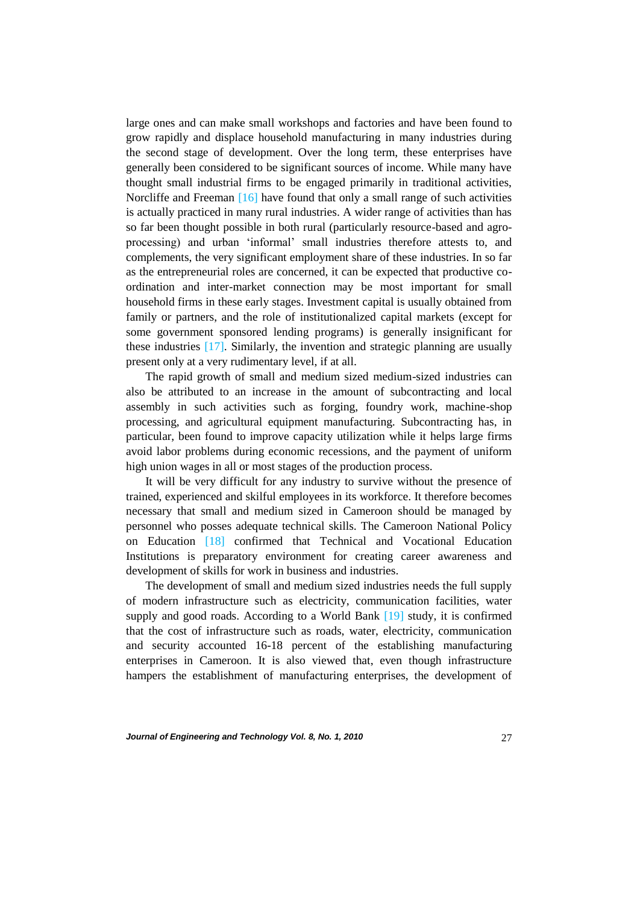large ones and can make small workshops and factories and have been found to grow rapidly and displace household manufacturing in many industries during the second stage of development. Over the long term, these enterprises have generally been considered to be significant sources of income. While many have thought small industrial firms to be engaged primarily in traditional activities, Norcliffe and Freeman [16] have found that only a small range of such activities is actually practiced in many rural industries. A wider range of activities than has so far been thought possible in both rural (particularly resource-based and agro-processing) and urban 'informal' small industries therefore attests to, and complements, the very significant employment share of these industries. In so far as the entrepreneurial roles are concerned, it can be expected that productive co-ordination and inter-market connection may be most important for small household firms in these early stages. Investment capital is usually obtained from family or partners, and the role of institutionalized capital markets (except for some government sponsored lending programs) is generally insignificant for these industries [17]. Similarly, the invention and strategic planning are usually present only at a very rudimentary level, if at all.

The rapid growth of small and medium sized medium-sized industries can also be attributed to an increase in the amount of subcontracting and local assembly in such activities such as forging, foundry work, machine-shop processing, and agricultural equipment manufacturing. Subcontracting has, in particular, been found to improve capacity utilization while it helps large firms avoid labor problems during economic recessions, and the payment of uniform high union wages in all or most stages of the production process.

It will be very difficult for any industry to survive without the presence of trained, experienced and skilful employees in its workforce. It therefore becomes necessary that small and medium sized in Cameroon should be managed by personnel who posses adequate technical skills. The Cameroon National Policy on Education [18] confirmed that Technical and Vocational Education Institutions is preparatory environment for creating career awareness and development of skills for work in business and industries.

The development of small and medium sized industries needs the full supply of modern infrastructure such as electricity, communication facilities, water supply and good roads. According to a World Bank [19] study, it is confirmed that the cost of infrastructure such as roads, water, electricity, communication and security accounted 16-18 percent of the establishing manufacturing enterprises in Cameroon. It is also viewed that, even though infrastructure hampers the establishment of manufacturing enterprises, the development of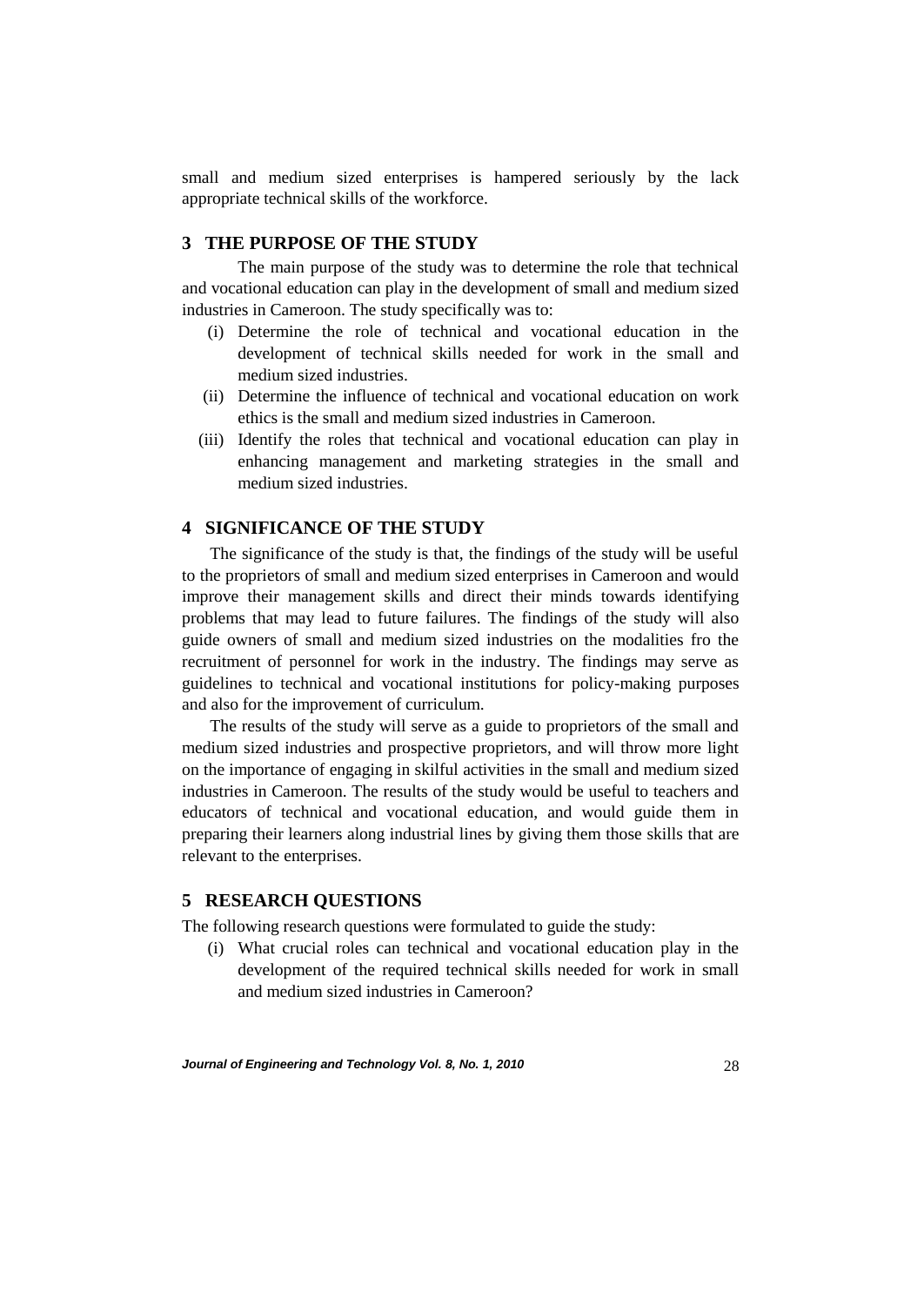small and medium sized enterprises is hampered seriously by the lack appropriate technical skills of the workforce.

## 3 THE PURPOSE OF THE STUDY

The main purpose of the study was to determine the role that technical and vocational education can play in the development of small and medium sized industries in Cameroon. The study specifically was to:

(i) Determine the role of technical and vocational education in the development of technical skills needed for work in the small and medium sized industries.

(ii) Determine the influence of technical and vocational education on work ethics is the small and medium sized industries in Cameroon.

(iii) Identify the roles that technical and vocational education can play in enhancing management and marketing strategies in the small and medium sized industries.

## 4 SIGNIFICANCE OF THE STUDY

The significance of the study is that, the findings of the study will be useful to the proprietors of small and medium sized enterprises in Cameroon and would improve their management skills and direct their minds towards identifying problems that may lead to future failures. The findings of the study will also guide owners of small and medium sized industries on the modalities fro the recruitment of personnel for work in the industry. The findings may serve as guidelines to technical and vocational institutions for policy-making purposes and also for the improvement of curriculum.

The results of the study will serve as a guide to proprietors of the small and medium sized industries and prospective proprietors, and will throw more light on the importance of engaging in skilful activities in the small and medium sized industries in Cameroon. The results of the study would be useful to teachers and educators of technical and vocational education, and would guide them in preparing their learners along industrial lines by giving them those skills that are relevant to the enterprises.

## 5 RESEARCH QUESTIONS

The following research questions were formulated to guide the study:

(i) What crucial roles can technical and vocational education play in the development of the required technical skills needed for work in small and medium sized industries in Cameroon?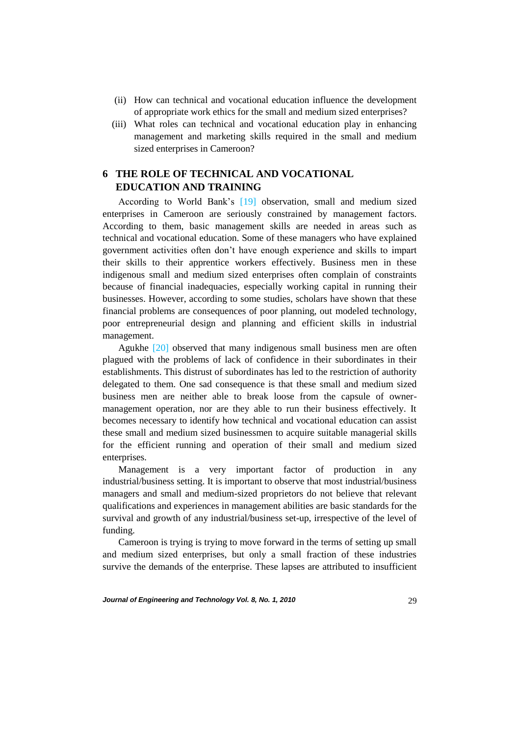(ii) How can technical and vocational education influence the development of appropriate work ethics for the small and medium sized enterprises?

(iii) What roles can technical and vocational education play in enhancing management and marketing skills required in the small and medium sized enterprises in Cameroon?

## 6 THE ROLE OF TECHNICAL AND VOCATIONAL EDUCATION AND TRAINING

According to World Bank's [19] observation, small and medium sized enterprises in Cameroon are seriously constrained by management factors. According to them, basic management skills are needed in areas such as technical and vocational education. Some of these managers who have explained government activities often don't have enough experience and skills to impart their skills to their apprentice workers effectively. Business men in these indigenous small and medium sized enterprises often complain of constraints because of financial inadequacies, especially working capital in running their businesses. However, according to some studies, scholars have shown that these financial problems are consequences of poor planning, out modeled technology, poor entrepreneurial design and planning and efficient skills in industrial management.

Agukhe [20] observed that many indigenous small business men are often plagued with the problems of lack of confidence in their subordinates in their establishments. This distrust of subordinates has led to the restriction of authority delegated to them. One sad consequence is that these small and medium sized business men are neither able to break loose from the capsule of owner-management operation, nor are they able to run their business effectively. It becomes necessary to identify how technical and vocational education can assist these small and medium sized businessmen to acquire suitable managerial skills for the efficient running and operation of their small and medium sized enterprises.

Management is a very important factor of production in any industrial/business setting. It is important to observe that most industrial/business managers and small and medium-sized proprietors do not believe that relevant qualifications and experiences in management abilities are basic standards for the survival and growth of any industrial/business set-up, irrespective of the level of funding.

Cameroon is trying is trying to move forward in the terms of setting up small and medium sized enterprises, but only a small fraction of these industries survive the demands of the enterprise. These lapses are attributed to insufficient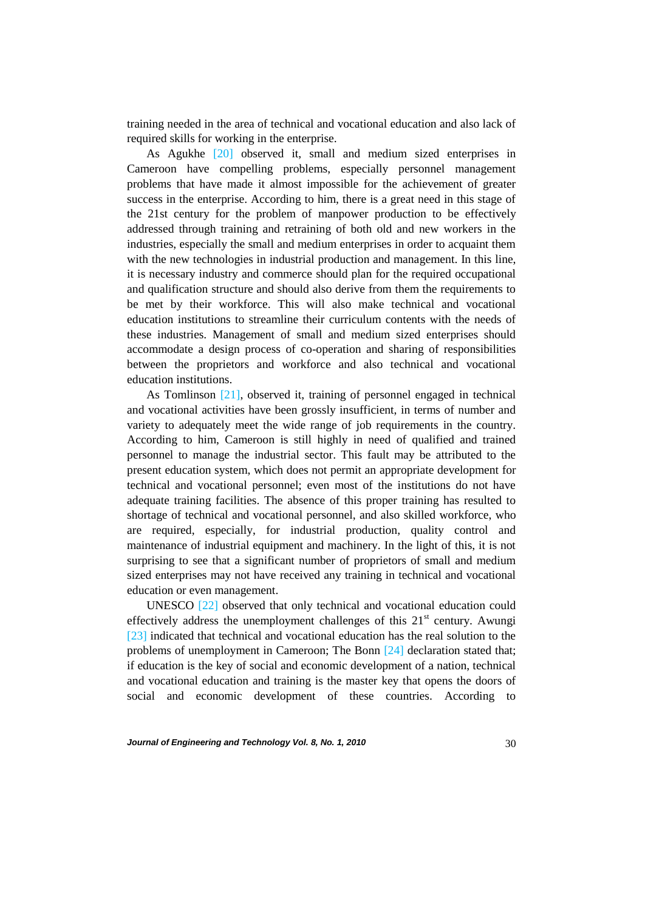training needed in the area of technical and vocational education and also lack of required skills for working in the enterprise.

As Agukhe [20] observed it, small and medium sized enterprises in Cameroon have compelling problems, especially personnel management problems that have made it almost impossible for the achievement of greater success in the enterprise. According to him, there is a great need in this stage of the 21st century for the problem of manpower production to be effectively addressed through training and retraining of both old and new workers in the industries, especially the small and medium enterprises in order to acquaint them with the new technologies in industrial production and management. In this line, it is necessary industry and commerce should plan for the required occupational and qualification structure and should also derive from them the requirements to be met by their workforce. This will also make technical and vocational education institutions to streamline their curriculum contents with the needs of these industries. Management of small and medium sized enterprises should accommodate a design process of co-operation and sharing of responsibilities between the proprietors and workforce and also technical and vocational education institutions.

As Tomlinson [21], observed it, training of personnel engaged in technical and vocational activities have been grossly insufficient, in terms of number and variety to adequately meet the wide range of job requirements in the country. According to him, Cameroon is still highly in need of qualified and trained personnel to manage the industrial sector. This fault may be attributed to the present education system, which does not permit an appropriate development for technical and vocational personnel; even most of the institutions do not have adequate training facilities. The absence of this proper training has resulted to shortage of technical and vocational personnel, and also skilled workforce, who are required, especially, for industrial production, quality control and maintenance of industrial equipment and machinery. In the light of this, it is not surprising to see that a significant number of proprietors of small and medium sized enterprises may not have received any training in technical and vocational education or even management.

UNESCO [22] observed that only technical and vocational education could effectively address the unemployment challenges of this 21st century. Awungi [23] indicated that technical and vocational education has the real solution to the problems of unemployment in Cameroon; The Bonn [24] declaration stated that; if education is the key of social and economic development of a nation, technical and vocational education and training is the master key that opens the doors of social and economic development of these countries. According to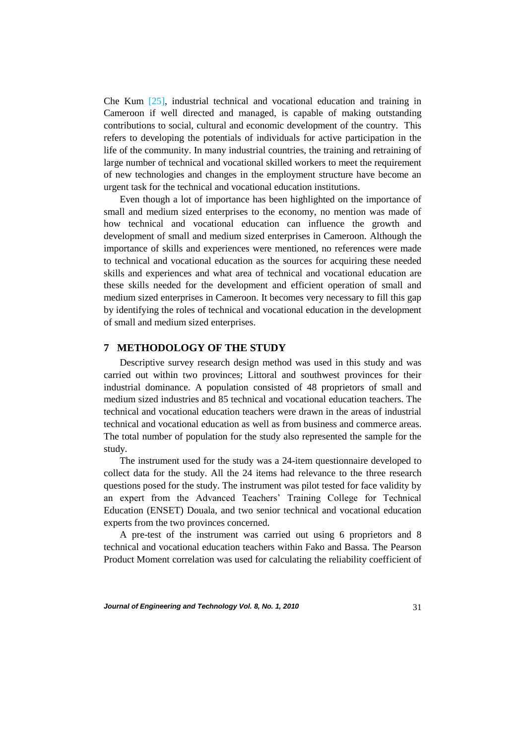Che Kum [25], industrial technical and vocational education and training in Cameroon if well directed and managed, is capable of making outstanding contributions to social, cultural and economic development of the country. This refers to developing the potentials of individuals for active participation in the life of the community. In many industrial countries, the training and retraining of large number of technical and vocational skilled workers to meet the requirement of new technologies and changes in the employment structure have become an urgent task for the technical and vocational education institutions.

Even though a lot of importance has been highlighted on the importance of small and medium sized enterprises to the economy, no mention was made of how technical and vocational education can influence the growth and development of small and medium sized enterprises in Cameroon. Although the importance of skills and experiences were mentioned, no references were made to technical and vocational education as the sources for acquiring these needed skills and experiences and what area of technical and vocational education are these skills needed for the development and efficient operation of small and medium sized enterprises in Cameroon. It becomes very necessary to fill this gap by identifying the roles of technical and vocational education in the development of small and medium sized enterprises.

## 7 METHODOLOGY OF THE STUDY

Descriptive survey research design method was used in this study and was carried out within two provinces; Littoral and southwest provinces for their industrial dominance. A population consisted of 48 proprietors of small and medium sized industries and 85 technical and vocational education teachers. The technical and vocational education teachers were drawn in the areas of industrial technical and vocational education as well as from business and commerce areas. The total number of population for the study also represented the sample for the study.

The instrument used for the study was a 24-item questionnaire developed to collect data for the study. All the 24 items had relevance to the three research questions posed for the study. The instrument was pilot tested for face validity by an expert from the Advanced Teachers' Training College for Technical Education (ENSET) Douala, and two senior technical and vocational education experts from the two provinces concerned.

A pre-test of the instrument was carried out using 6 proprietors and 8 technical and vocational education teachers within Fako and Bassa. The Pearson Product Moment correlation was used for calculating the reliability coefficient of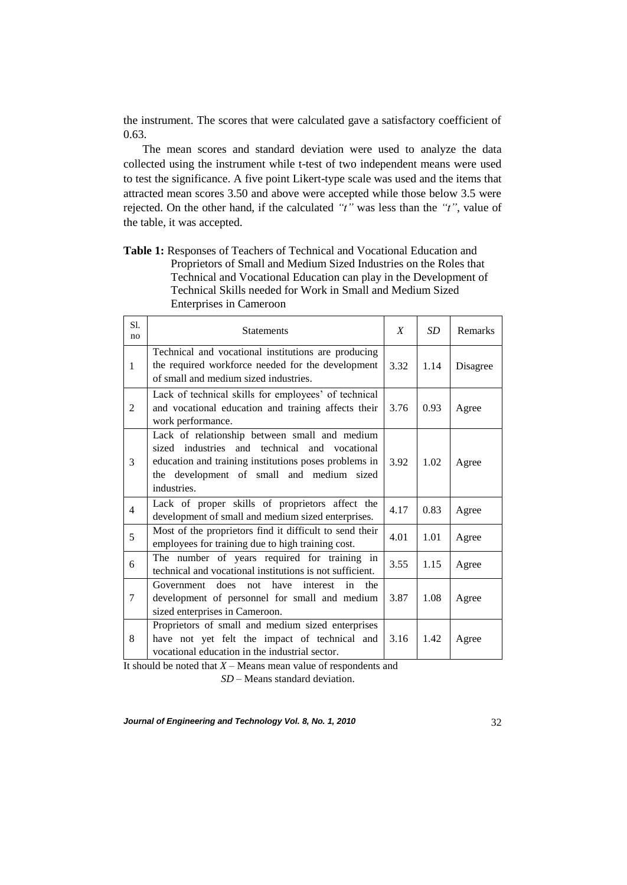the instrument. The scores that were calculated gave a satisfactory coefficient of 0.63.

The mean scores and standard deviation were used to analyze the data collected using the instrument while t-test of two independent means were used to test the significance. A five point Likert-type scale was used and the items that attracted mean scores 3.50 and above were accepted while those below 3.5 were rejected. On the other hand, if the calculated *"t"* was less than the *"t"*, value of the table, it was accepted.

**Table 1:** Responses of Teachers of Technical and Vocational Education and Proprietors of Small and Medium Sized Industries on the Roles that Technical and Vocational Education can play in the Development of Technical Skills needed for Work in Small and Medium Sized Enterprises in Cameroon

| Sl. no | Statements | $X$ | *SD* | Remarks |
|---|---|---|---|---|
| 1 | Technical and vocational institutions are producing the required workforce needed for the development of small and medium sized industries. | 3.32 | 1.14 | Disagree |
| 2 | Lack of technical skills for employees' of technical and vocational education and training affects their work performance. | 3.76 | 0.93 | Agree |
| 3 | Lack of relationship between small and medium sized industries and technical and vocational education and training institutions poses problems in the development of small and medium sized industries. | 3.92 | 1.02 | Agree |
| 4 | Lack of proper skills of proprietors affect the development of small and medium sized enterprises. | 4.17 | 0.83 | Agree |
| 5 | Most of the proprietors find it difficult to send their employees for training due to high training cost. | 4.01 | 1.01 | Agree |
| 6 | The number of years required for training in technical and vocational institutions is not sufficient. | 3.55 | 1.15 | Agree |
| 7 | Government does not have interest in the development of personnel for small and medium sized enterprises in Cameroon. | 3.87 | 1.08 | Agree |
| 8 | Proprietors of small and medium sized enterprises have not yet felt the impact of technical and vocational education in the industrial sector. | 3.16 | 1.42 | Agree |

It should be noted that $X$ – Means mean value of respondents and *SD* – Means standard deviation.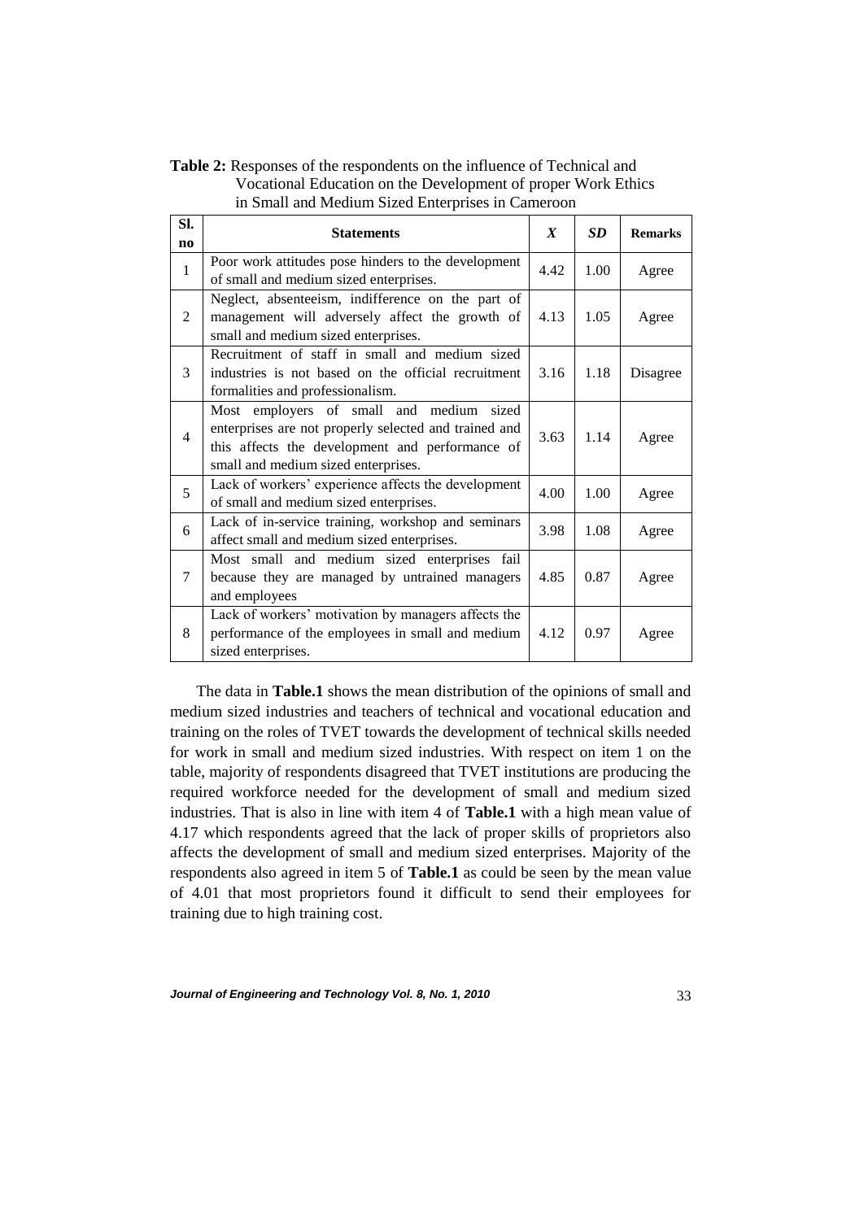**Table 2:** Responses of the respondents on the influence of Technical and Vocational Education on the Development of proper Work Ethics in Small and Medium Sized Enterprises in Cameroon

| Sl. no | Statements | $X$ | *SD* | Remarks |
|---|---|---|---|---|
| 1 | Poor work attitudes pose hinders to the development of small and medium sized enterprises. | 4.42 | 1.00 | Agree |
| 2 | Neglect, absenteeism, indifference on the part of management will adversely affect the growth of small and medium sized enterprises. | 4.13 | 1.05 | Agree |
| 3 | Recruitment of staff in small and medium sized industries is not based on the official recruitment formalities and professionalism. | 3.16 | 1.18 | Disagree |
| 4 | Most employers of small and medium sized enterprises are not properly selected and trained and this affects the development and performance of small and medium sized enterprises. | 3.63 | 1.14 | Agree |
| 5 | Lack of workers' experience affects the development of small and medium sized enterprises. | 4.00 | 1.00 | Agree |
| 6 | Lack of in-service training, workshop and seminars affect small and medium sized enterprises. | 3.98 | 1.08 | Agree |
| 7 | Most small and medium sized enterprises fail because they are managed by untrained managers and employees | 4.85 | 0.87 | Agree |
| 8 | Lack of workers' motivation by managers affects the performance of the employees in small and medium sized enterprises. | 4.12 | 0.97 | Agree |

The data in **Table.1** shows the mean distribution of the opinions of small and medium sized industries and teachers of technical and vocational education and training on the roles of TVET towards the development of technical skills needed for work in small and medium sized industries. With respect on item 1 on the table, majority of respondents disagreed that TVET institutions are producing the required workforce needed for the development of small and medium sized industries. That is also in line with item 4 of **Table.1** with a high mean value of 4.17 which respondents agreed that the lack of proper skills of proprietors also affects the development of small and medium sized enterprises. Majority of the respondents also agreed in item 5 of **Table.1** as could be seen by the mean value of 4.01 that most proprietors found it difficult to send their employees for training due to high training cost.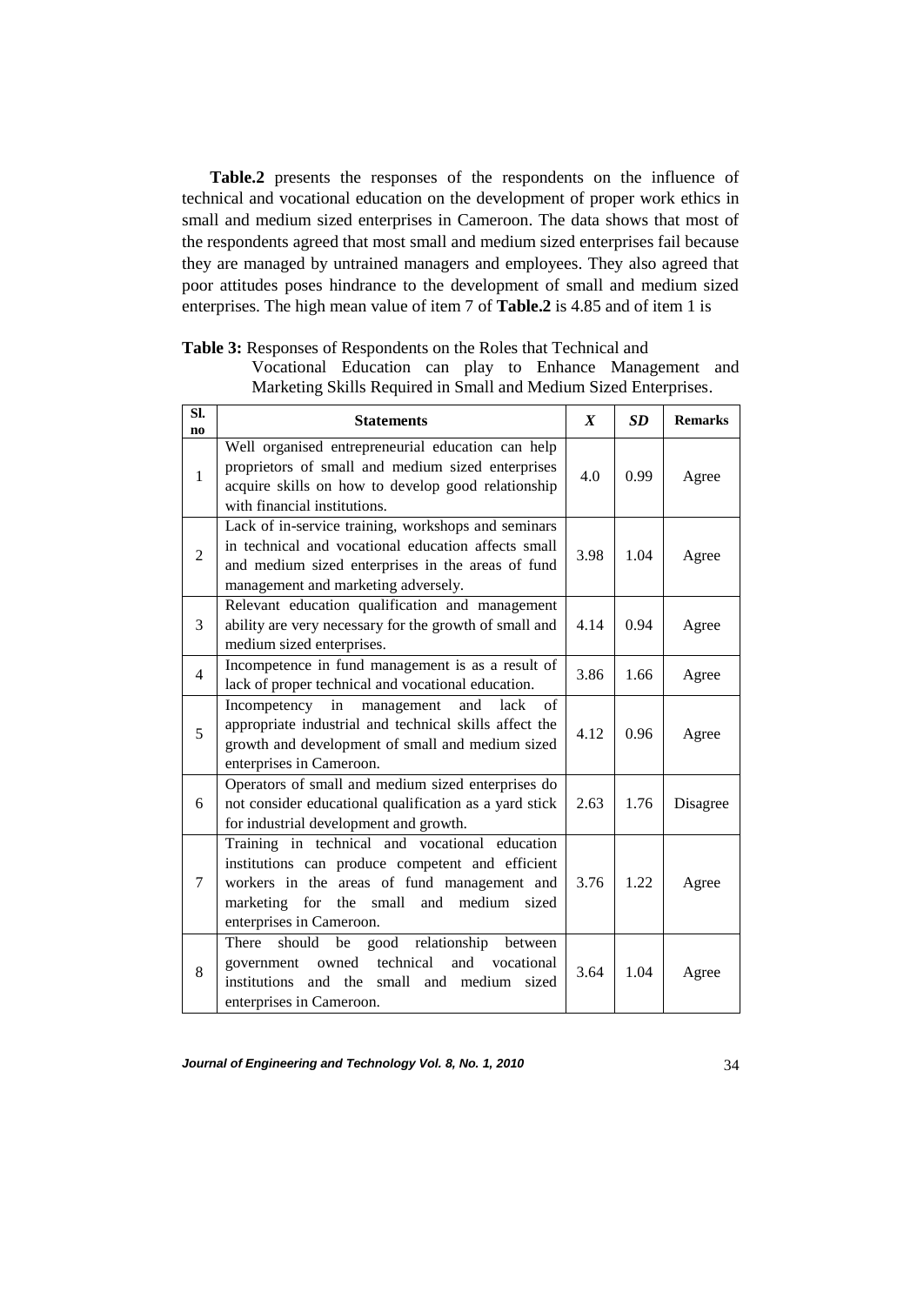**Table.2** presents the responses of the respondents on the influence of technical and vocational education on the development of proper work ethics in small and medium sized enterprises in Cameroon. The data shows that most of the respondents agreed that most small and medium sized enterprises fail because they are managed by untrained managers and employees. They also agreed that poor attitudes poses hindrance to the development of small and medium sized enterprises. The high mean value of item 7 of **Table.2** is 4.85 and of item 1 is

**Table 3:** Responses of Respondents on the Roles that Technical and Vocational Education can play to Enhance Management and Marketing Skills Required in Small and Medium Sized Enterprises.

| Sl. no | Statements | $X$ | *SD* | Remarks |
|---|---|---|---|---|
| 1 | Well organised entrepreneurial education can help proprietors of small and medium sized enterprises acquire skills on how to develop good relationship with financial institutions. | 4.0 | 0.99 | Agree |
| 2 | Lack of in-service training, workshops and seminars in technical and vocational education affects small and medium sized enterprises in the areas of fund management and marketing adversely. | 3.98 | 1.04 | Agree |
| 3 | Relevant education qualification and management ability are very necessary for the growth of small and medium sized enterprises. | 4.14 | 0.94 | Agree |
| 4 | Incompetence in fund management is as a result of lack of proper technical and vocational education. | 3.86 | 1.66 | Agree |
| 5 | Incompetency in management and lack of appropriate industrial and technical skills affect the growth and development of small and medium sized enterprises in Cameroon. | 4.12 | 0.96 | Agree |
| 6 | Operators of small and medium sized enterprises do not consider educational qualification as a yard stick for industrial development and growth. | 2.63 | 1.76 | Disagree |
| 7 | Training in technical and vocational education institutions can produce competent and efficient workers in the areas of fund management and marketing for the small and medium sized enterprises in Cameroon. | 3.76 | 1.22 | Agree |
| 8 | There should be good relationship between government owned technical and vocational institutions and the small and medium sized enterprises in Cameroon. | 3.64 | 1.04 | Agree |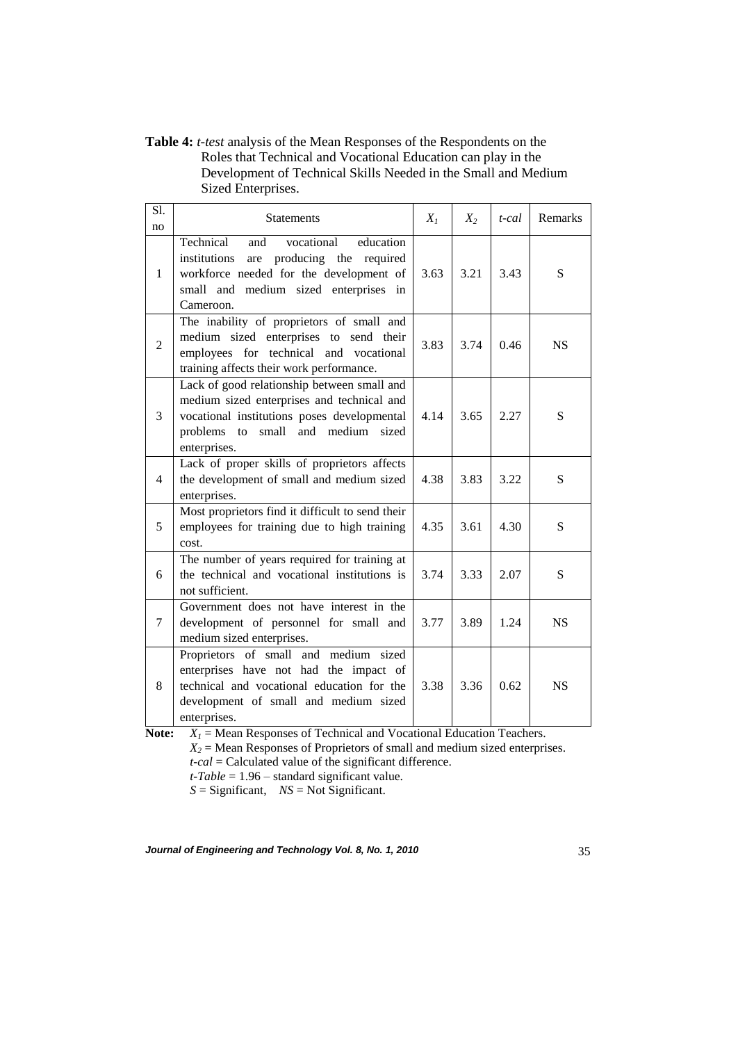**Table 4:** *t-test* analysis of the Mean Responses of the Respondents on the Roles that Technical and Vocational Education can play in the Development of Technical Skills Needed in the Small and Medium Sized Enterprises.

| Sl. no | Statements | $X_1$ | $X_2$ | *t-cal* | Remarks |
|---|---|---|---|---|---|
| 1 | Technical and vocational education institutions are producing the required workforce needed for the development of small and medium sized enterprises in Cameroon. | 3.63 | 3.21 | 3.43 | S |
| 2 | The inability of proprietors of small and medium sized enterprises to send their employees for technical and vocational training affects their work performance. | 3.83 | 3.74 | 0.46 | NS |
| 3 | Lack of good relationship between small and medium sized enterprises and technical and vocational institutions poses developmental problems to small and medium sized enterprises. | 4.14 | 3.65 | 2.27 | S |
| 4 | Lack of proper skills of proprietors affects the development of small and medium sized enterprises. | 4.38 | 3.83 | 3.22 | S |
| 5 | Most proprietors find it difficult to send their employees for training due to high training cost. | 4.35 | 3.61 | 4.30 | S |
| 6 | The number of years required for training at the technical and vocational institutions is not sufficient. | 3.74 | 3.33 | 2.07 | S |
| 7 | Government does not have interest in the development of personnel for small and medium sized enterprises. | 3.77 | 3.89 | 1.24 | NS |
| 8 | Proprietors of small and medium sized enterprises have not had the impact of technical and vocational education for the development of small and medium sized enterprises. | 3.38 | 3.36 | 0.62 | NS |

**Note:** $X_1$ = Mean Responses of Technical and Vocational Education Teachers.
$X_2$ = Mean Responses of Proprietors of small and medium sized enterprises.
*t-cal* = Calculated value of the significant difference.
*t-Table* = 1.96 – standard significant value.
*S* = Significant, *NS* = Not Significant.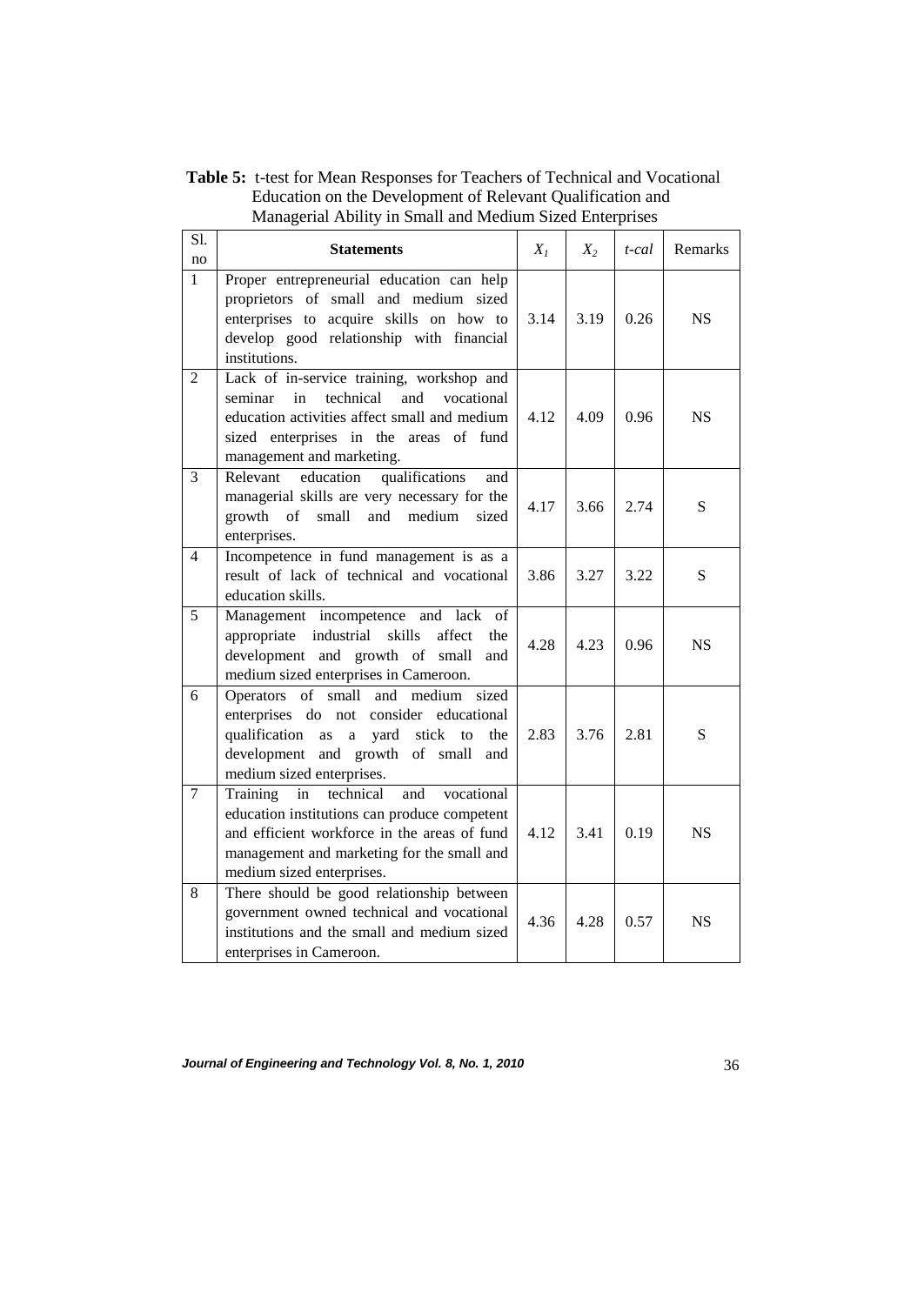**Table 5:** t-test for Mean Responses for Teachers of Technical and Vocational Education on the Development of Relevant Qualification and Managerial Ability in Small and Medium Sized Enterprises

| Sl. no | Statements | $X_1$ | $X_2$ | *t-cal* | Remarks |
|---|---|---|---|---|---|
| 1 | Proper entrepreneurial education can help proprietors of small and medium sized enterprises to acquire skills on how to develop good relationship with financial institutions. | 3.14 | 3.19 | 0.26 | NS |
| 2 | Lack of in-service training, workshop and seminar in technical and vocational education activities affect small and medium sized enterprises in the areas of fund management and marketing. | 4.12 | 4.09 | 0.96 | NS |
| 3 | Relevant education qualifications and managerial skills are very necessary for the growth of small and medium sized enterprises. | 4.17 | 3.66 | 2.74 | S |
| 4 | Incompetence in fund management is as a result of lack of technical and vocational education skills. | 3.86 | 3.27 | 3.22 | S |
| 5 | Management incompetence and lack of appropriate industrial skills affect the development and growth of small and medium sized enterprises in Cameroon. | 4.28 | 4.23 | 0.96 | NS |
| 6 | Operators of small and medium sized enterprises do not consider educational qualification as a yard stick to the development and growth of small and medium sized enterprises. | 2.83 | 3.76 | 2.81 | S |
| 7 | Training in technical and vocational education institutions can produce competent and efficient workforce in the areas of fund management and marketing for the small and medium sized enterprises. | 4.12 | 3.41 | 0.19 | NS |
| 8 | There should be good relationship between government owned technical and vocational institutions and the small and medium sized enterprises in Cameroon. | 4.36 | 4.28 | 0.57 | NS |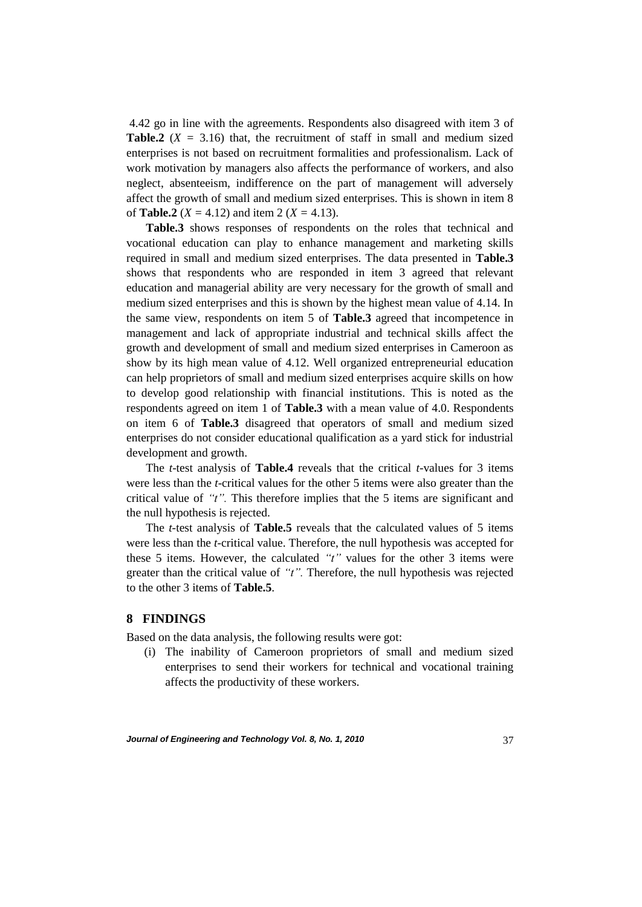4.42 go in line with the agreements. Respondents also disagreed with item 3 of **Table.2** ($X$ = 3.16) that, the recruitment of staff in small and medium sized enterprises is not based on recruitment formalities and professionalism. Lack of work motivation by managers also affects the performance of workers, and also neglect, absenteeism, indifference on the part of management will adversely affect the growth of small and medium sized enterprises. This is shown in item 8 of **Table.2** ($X$ = 4.12) and item 2 ($X$ = 4.13).

**Table.3** shows responses of respondents on the roles that technical and vocational education can play to enhance management and marketing skills required in small and medium sized enterprises. The data presented in **Table.3** shows that respondents who are responded in item 3 agreed that relevant education and managerial ability are very necessary for the growth of small and medium sized enterprises and this is shown by the highest mean value of 4.14. In the same view, respondents on item 5 of **Table.3** agreed that incompetence in management and lack of appropriate industrial and technical skills affect the growth and development of small and medium sized enterprises in Cameroon as show by its high mean value of 4.12. Well organized entrepreneurial education can help proprietors of small and medium sized enterprises acquire skills on how to develop good relationship with financial institutions. This is noted as the respondents agreed on item 1 of **Table.3** with a mean value of 4.0. Respondents on item 6 of **Table.3** disagreed that operators of small and medium sized enterprises do not consider educational qualification as a yard stick for industrial development and growth.

The *t*-test analysis of **Table.4** reveals that the critical *t*-values for 3 items were less than the *t*-critical values for the other 5 items were also greater than the critical value of *"t"*. This therefore implies that the 5 items are significant and the null hypothesis is rejected.

The *t*-test analysis of **Table.5** reveals that the calculated values of 5 items were less than the *t*-critical value. Therefore, the null hypothesis was accepted for these 5 items. However, the calculated *"t"* values for the other 3 items were greater than the critical value of *"t"*. Therefore, the null hypothesis was rejected to the other 3 items of **Table.5**.

## 8 FINDINGS

Based on the data analysis, the following results were got:

(i) The inability of Cameroon proprietors of small and medium sized enterprises to send their workers for technical and vocational training affects the productivity of these workers.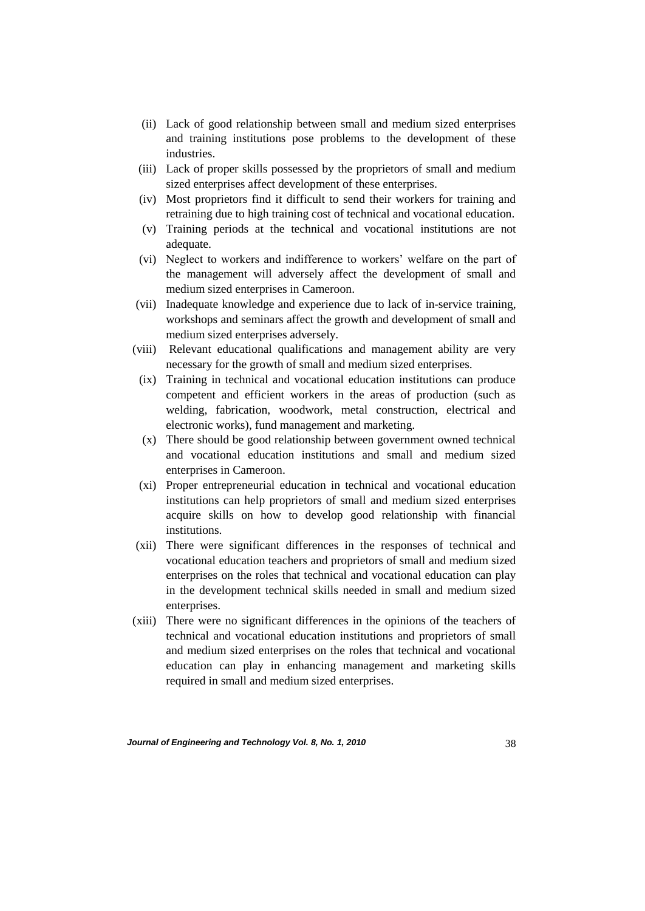(ii) Lack of good relationship between small and medium sized enterprises and training institutions pose problems to the development of these industries.

(iii) Lack of proper skills possessed by the proprietors of small and medium sized enterprises affect development of these enterprises.

(iv) Most proprietors find it difficult to send their workers for training and retraining due to high training cost of technical and vocational education.

(v) Training periods at the technical and vocational institutions are not adequate.

(vi) Neglect to workers and indifference to workers' welfare on the part of the management will adversely affect the development of small and medium sized enterprises in Cameroon.

(vii) Inadequate knowledge and experience due to lack of in-service training, workshops and seminars affect the growth and development of small and medium sized enterprises adversely.

(viii) Relevant educational qualifications and management ability are very necessary for the growth of small and medium sized enterprises.

(ix) Training in technical and vocational education institutions can produce competent and efficient workers in the areas of production (such as welding, fabrication, woodwork, metal construction, electrical and electronic works), fund management and marketing.

(x) There should be good relationship between government owned technical and vocational education institutions and small and medium sized enterprises in Cameroon.

(xi) Proper entrepreneurial education in technical and vocational education institutions can help proprietors of small and medium sized enterprises acquire skills on how to develop good relationship with financial institutions.

(xii) There were significant differences in the responses of technical and vocational education teachers and proprietors of small and medium sized enterprises on the roles that technical and vocational education can play in the development technical skills needed in small and medium sized enterprises.

(xiii) There were no significant differences in the opinions of the teachers of technical and vocational education institutions and proprietors of small and medium sized enterprises on the roles that technical and vocational education can play in enhancing management and marketing skills required in small and medium sized enterprises.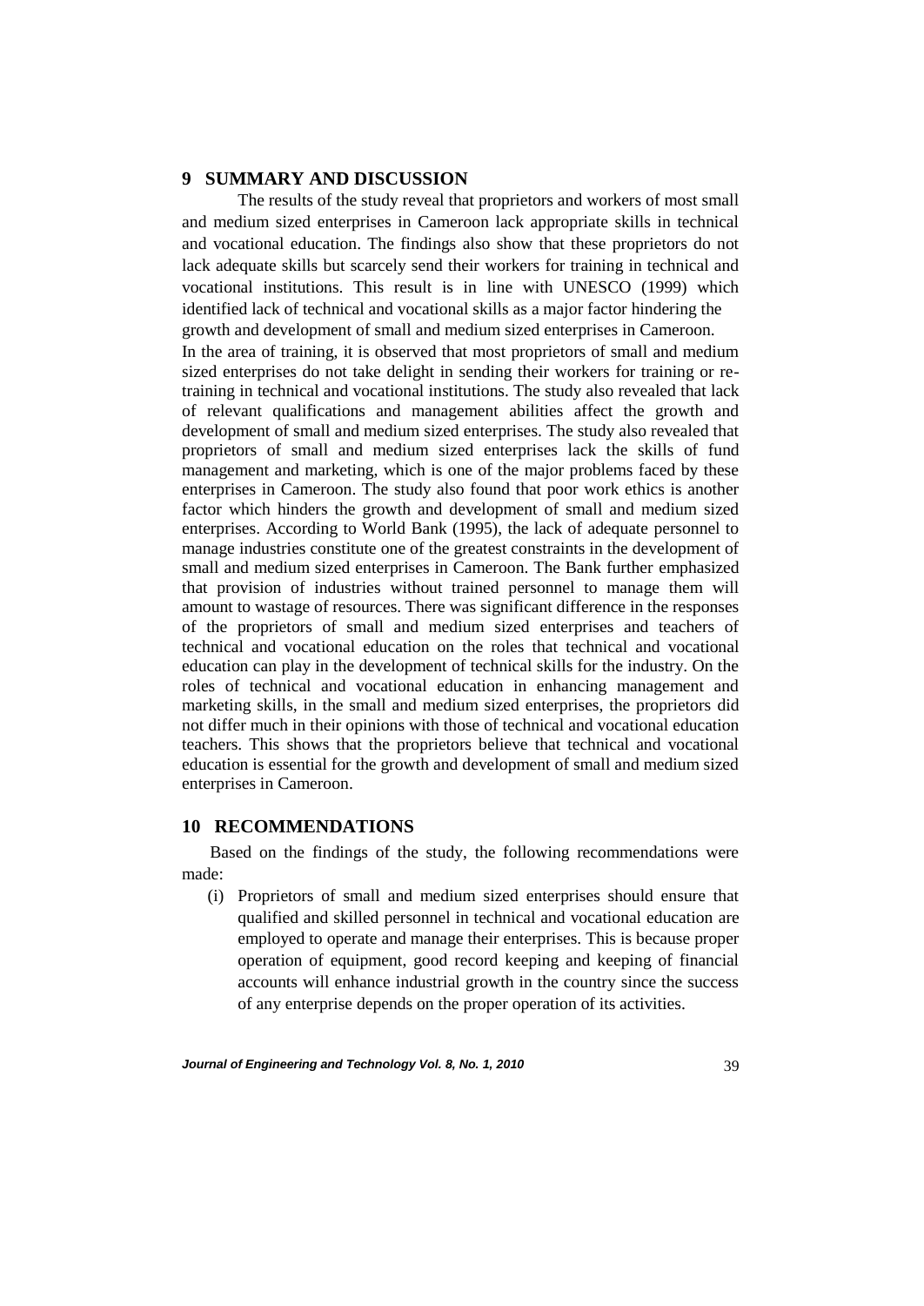## 9 SUMMARY AND DISCUSSION

The results of the study reveal that proprietors and workers of most small and medium sized enterprises in Cameroon lack appropriate skills in technical and vocational education. The findings also show that these proprietors do not lack adequate skills but scarcely send their workers for training in technical and vocational institutions. This result is in line with UNESCO (1999) which identified lack of technical and vocational skills as a major factor hindering the growth and development of small and medium sized enterprises in Cameroon.

In the area of training, it is observed that most proprietors of small and medium sized enterprises do not take delight in sending their workers for training or re-training in technical and vocational institutions. The study also revealed that lack of relevant qualifications and management abilities affect the growth and development of small and medium sized enterprises. The study also revealed that proprietors of small and medium sized enterprises lack the skills of fund management and marketing, which is one of the major problems faced by these enterprises in Cameroon. The study also found that poor work ethics is another factor which hinders the growth and development of small and medium sized enterprises. According to World Bank (1995), the lack of adequate personnel to manage industries constitute one of the greatest constraints in the development of small and medium sized enterprises in Cameroon. The Bank further emphasized that provision of industries without trained personnel to manage them will amount to wastage of resources. There was significant difference in the responses of the proprietors of small and medium sized enterprises and teachers of technical and vocational education on the roles that technical and vocational education can play in the development of technical skills for the industry. On the roles of technical and vocational education in enhancing management and marketing skills, in the small and medium sized enterprises, the proprietors did not differ much in their opinions with those of technical and vocational education teachers. This shows that the proprietors believe that technical and vocational education is essential for the growth and development of small and medium sized enterprises in Cameroon.

## 10 RECOMMENDATIONS

Based on the findings of the study, the following recommendations were made:

(i) Proprietors of small and medium sized enterprises should ensure that qualified and skilled personnel in technical and vocational education are employed to operate and manage their enterprises. This is because proper operation of equipment, good record keeping and keeping of financial accounts will enhance industrial growth in the country since the success of any enterprise depends on the proper operation of its activities.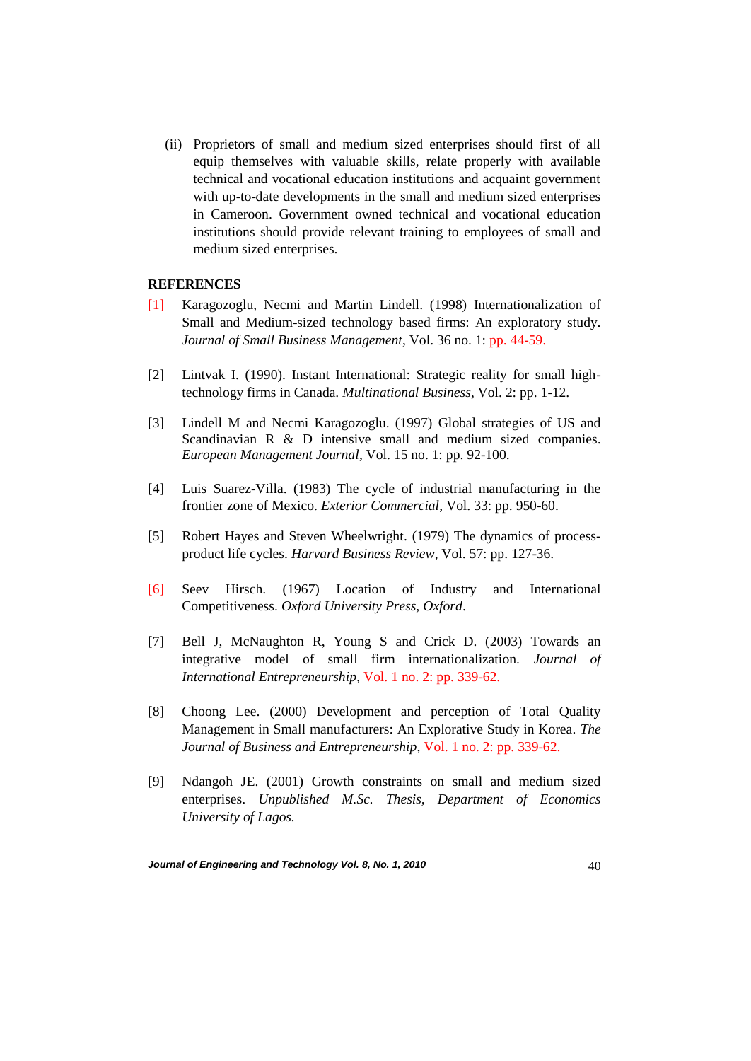(ii) Proprietors of small and medium sized enterprises should first of all equip themselves with valuable skills, relate properly with available technical and vocational education institutions and acquaint government with up-to-date developments in the small and medium sized enterprises in Cameroon. Government owned technical and vocational education institutions should provide relevant training to employees of small and medium sized enterprises.

**REFERENCES**

[1] Karagozoglu, Necmi and Martin Lindell. (1998) Internationalization of Small and Medium-sized technology based firms: An exploratory study. *Journal of Small Business Management*, Vol. 36 no. 1: pp. 44-59.

[2] Lintvak I. (1990). Instant International: Strategic reality for small high-technology firms in Canada. *Multinational Business*, Vol. 2: pp. 1-12.

[3] Lindell M and Necmi Karagozoglu. (1997) Global strategies of US and Scandinavian R & D intensive small and medium sized companies. *European Management Journal*, Vol. 15 no. 1: pp. 92-100.

[4] Luis Suarez-Villa. (1983) The cycle of industrial manufacturing in the frontier zone of Mexico. *Exterior Commercial*, Vol. 33: pp. 950-60.

[5] Robert Hayes and Steven Wheelwright. (1979) The dynamics of process-product life cycles. *Harvard Business Review*, Vol. 57: pp. 127-36.

[6] Seev Hirsch. (1967) Location of Industry and International Competitiveness. *Oxford University Press, Oxford*.

[7] Bell J, McNaughton R, Young S and Crick D. (2003) Towards an integrative model of small firm internationalization. *Journal of International Entrepreneurship*, Vol. 1 no. 2: pp. 339-62.

[8] Choong Lee. (2000) Development and perception of Total Quality Management in Small manufacturers: An Explorative Study in Korea. *The Journal of Business and Entrepreneurship*, Vol. 1 no. 2: pp. 339-62.

[9] Ndangoh JE. (2001) Growth constraints on small and medium sized enterprises. *Unpublished M.Sc. Thesis, Department of Economics University of Lagos.*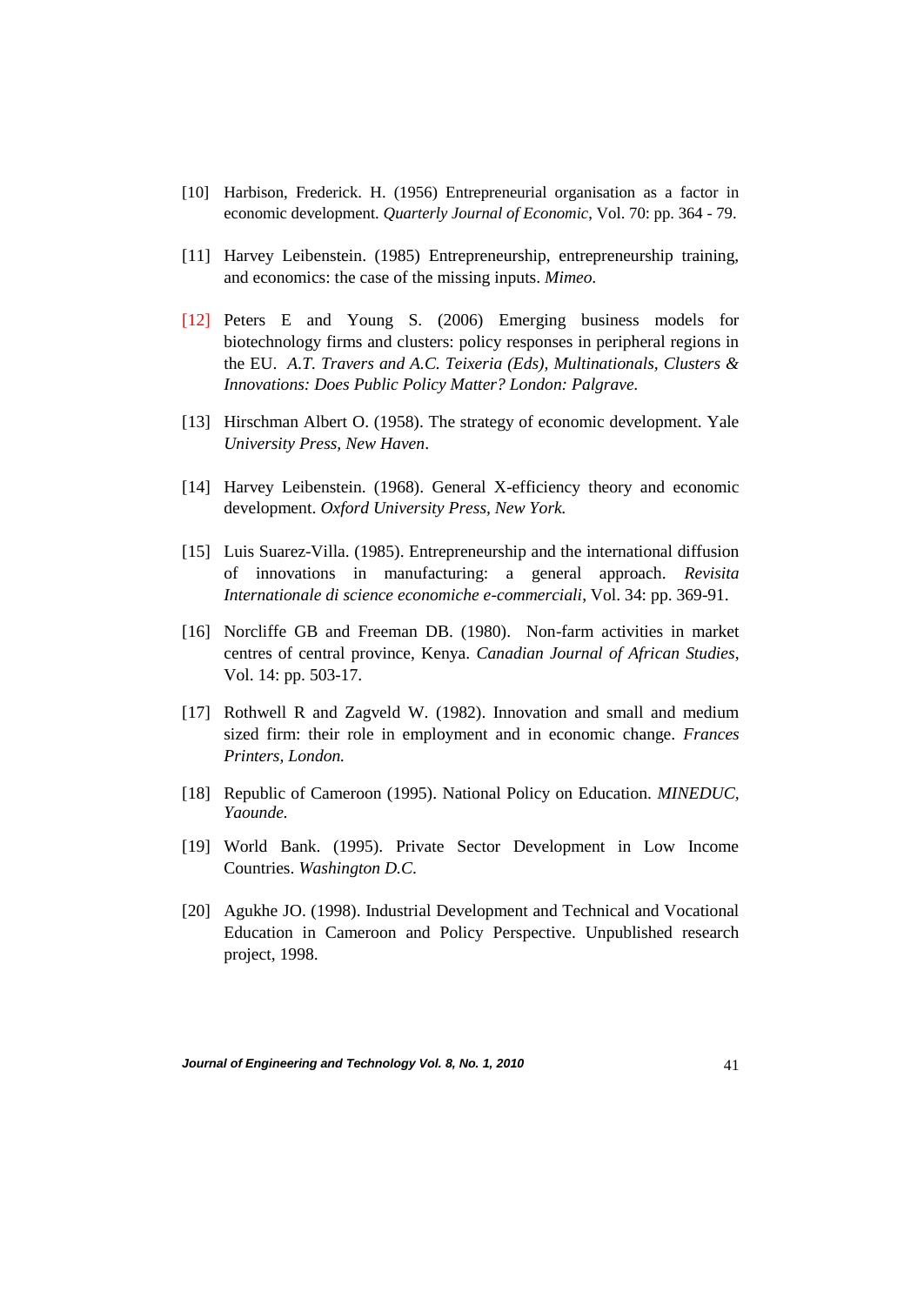[10] Harbison, Frederick. H. (1956) Entrepreneurial organisation as a factor in economic development. *Quarterly Journal of Economic*, Vol. 70: pp. 364 - 79.

[11] Harvey Leibenstein. (1985) Entrepreneurship, entrepreneurship training, and economics: the case of the missing inputs. *Mimeo.*

[12] Peters E and Young S. (2006) Emerging business models for biotechnology firms and clusters: policy responses in peripheral regions in the EU. *A.T. Travers and A.C. Teixeria (Eds), Multinationals, Clusters & Innovations: Does Public Policy Matter? London: Palgrave.*

[13] Hirschman Albert O. (1958). The strategy of economic development. Yale *University Press, New Haven*.

[14] Harvey Leibenstein. (1968). General X-efficiency theory and economic development. *Oxford University Press, New York.*

[15] Luis Suarez-Villa. (1985). Entrepreneurship and the international diffusion of innovations in manufacturing: a general approach. *Revisita Internationale di science economiche e-commerciali*, Vol. 34: pp. 369-91.

[16] Norcliffe GB and Freeman DB. (1980). Non-farm activities in market centres of central province, Kenya. *Canadian Journal of African Studies*, Vol. 14: pp. 503-17.

[17] Rothwell R and Zagveld W. (1982). Innovation and small and medium sized firm: their role in employment and in economic change. *Frances Printers, London.*

[18] Republic of Cameroon (1995). National Policy on Education. *MINEDUC, Yaounde.*

[19] World Bank. (1995). Private Sector Development in Low Income Countries. *Washington D.C.*

[20] Agukhe JO. (1998). Industrial Development and Technical and Vocational Education in Cameroon and Policy Perspective. Unpublished research project, 1998.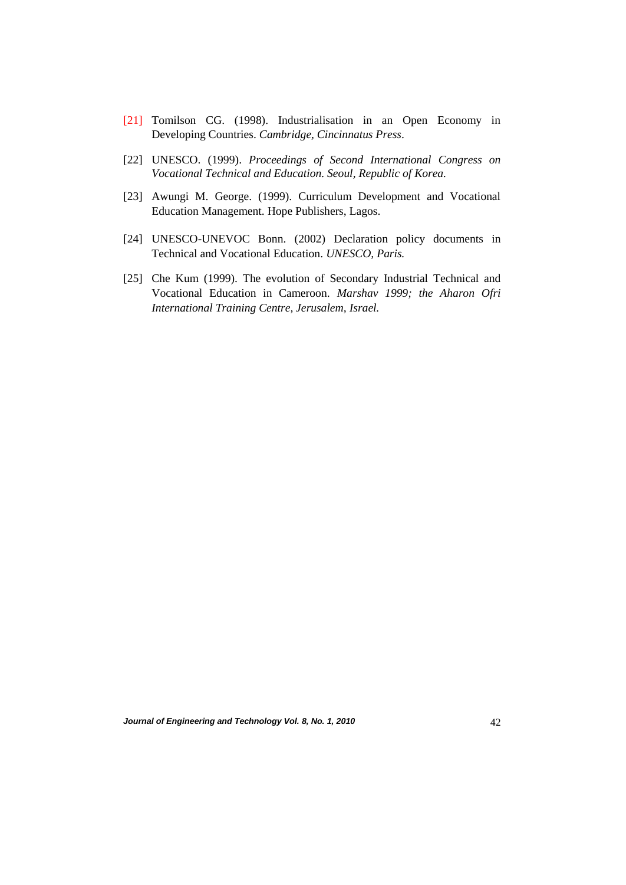[21] Tomilson CG. (1998). Industrialisation in an Open Economy in Developing Countries. *Cambridge, Cincinnatus Press*.

[22] UNESCO. (1999). *Proceedings of Second International Congress on Vocational Technical and Education. Seoul, Republic of Korea.*

[23] Awungi M. George. (1999). Curriculum Development and Vocational Education Management. Hope Publishers, Lagos.

[24] UNESCO-UNEVOC Bonn. (2002) Declaration policy documents in Technical and Vocational Education. *UNESCO, Paris.*

[25] Che Kum (1999). The evolution of Secondary Industrial Technical and Vocational Education in Cameroon. *Marshav 1999; the Aharon Ofri International Training Centre, Jerusalem, Israel.*